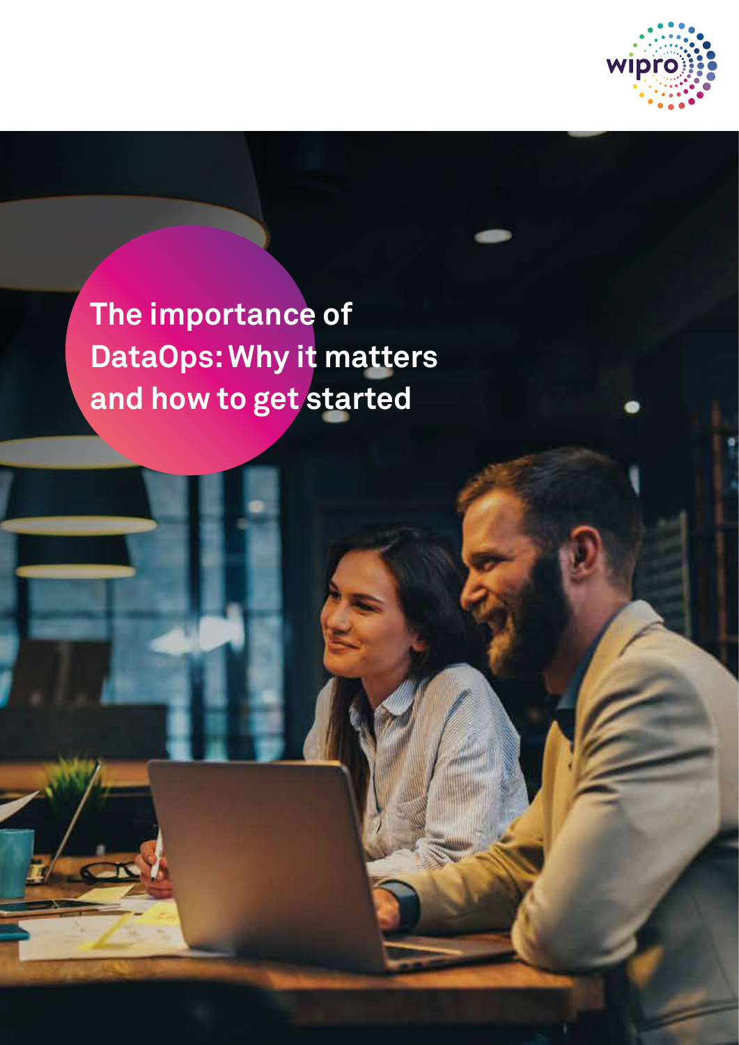# The importance of DataOps: Why it matters and how to get started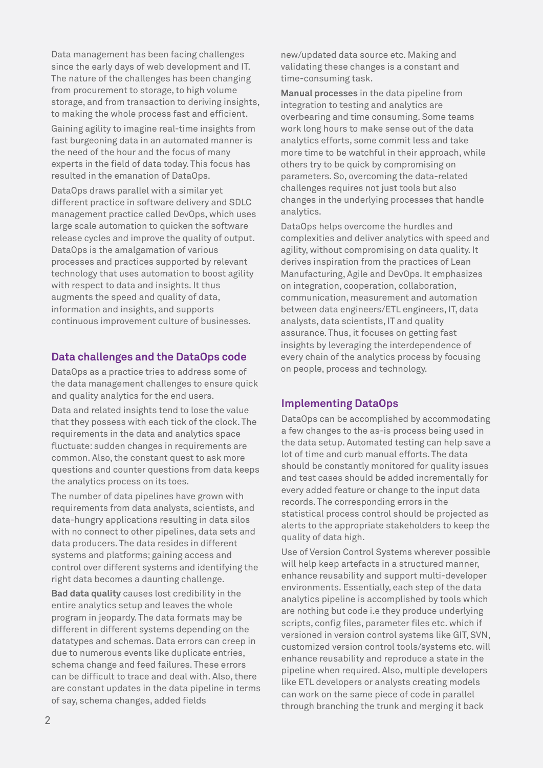Data management has been facing challenges since the early days of web development and IT. The nature of the challenges has been changing from procurement to storage, to high volume storage, and from transaction to deriving insights, to making the whole process fast and efficient.

Gaining agility to imagine real-time insights from fast burgeoning data in an automated manner is the need of the hour and the focus of many experts in the field of data today. This focus has resulted in the emanation of DataOps.

DataOps draws parallel with a similar yet different practice in software delivery and SDLC management practice called DevOps, which uses large scale automation to quicken the software release cycles and improve the quality of output. DataOps is the amalgamation of various processes and practices supported by relevant technology that uses automation to boost agility with respect to data and insights. It thus augments the speed and quality of data, information and insights, and supports continuous improvement culture of businesses.

## Data challenges and the DataOps code

DataOps as a practice tries to address some of the data management challenges to ensure quick and quality analytics for the end users.

Data and related insights tend to lose the value that they possess with each tick of the clock. The requirements in the data and analytics space fluctuate: sudden changes in requirements are common. Also, the constant quest to ask more questions and counter questions from data keeps the analytics process on its toes.

The number of data pipelines have grown with requirements from data analysts, scientists, and data-hungry applications resulting in data silos with no connect to other pipelines, data sets and data producers. The data resides in different systems and platforms; gaining access and control over different systems and identifying the right data becomes a daunting challenge.

**Bad data quality** causes lost credibility in the entire analytics setup and leaves the whole program in jeopardy. The data formats may be different in different systems depending on the datatypes and schemas. Data errors can creep in due to numerous events like duplicate entries, schema change and feed failures. These errors can be difficult to trace and deal with. Also, there are constant updates in the data pipeline in terms of say, schema changes, added fields new/updated data source etc. Making and validating these changes is a constant and time-consuming task.

**Manual processes** in the data pipeline from integration to testing and analytics are overbearing and time consuming. Some teams work long hours to make sense out of the data analytics efforts, some commit less and take more time to be watchful in their approach, while others try to be quick by compromising on parameters. So, overcoming the data-related challenges requires not just tools but also changes in the underlying processes that handle analytics.

DataOps helps overcome the hurdles and complexities and deliver analytics with speed and agility, without compromising on data quality. It derives inspiration from the practices of Lean Manufacturing, Agile and DevOps. It emphasizes on integration, cooperation, collaboration, communication, measurement and automation between data engineers/ETL engineers, IT, data analysts, data scientists, IT and quality assurance. Thus, it focuses on getting fast insights by leveraging the interdependence of every chain of the analytics process by focusing on people, process and technology.

## Implementing DataOps

DataOps can be accomplished by accommodating a few changes to the as-is process being used in the data setup. Automated testing can help save a lot of time and curb manual efforts. The data should be constantly monitored for quality issues and test cases should be added incrementally for every added feature or change to the input data records. The corresponding errors in the statistical process control should be projected as alerts to the appropriate stakeholders to keep the quality of data high.

Use of Version Control Systems wherever possible will help keep artefacts in a structured manner, enhance reusability and support multi-developer environments. Essentially, each step of the data analytics pipeline is accomplished by tools which are nothing but code i.e they produce underlying scripts, config files, parameter files etc. which if versioned in version control systems like GIT, SVN, customized version control tools/systems etc. will enhance reusability and reproduce a state in the pipeline when required. Also, multiple developers like ETL developers or analysts creating models can work on the same piece of code in parallel through branching the trunk and merging it back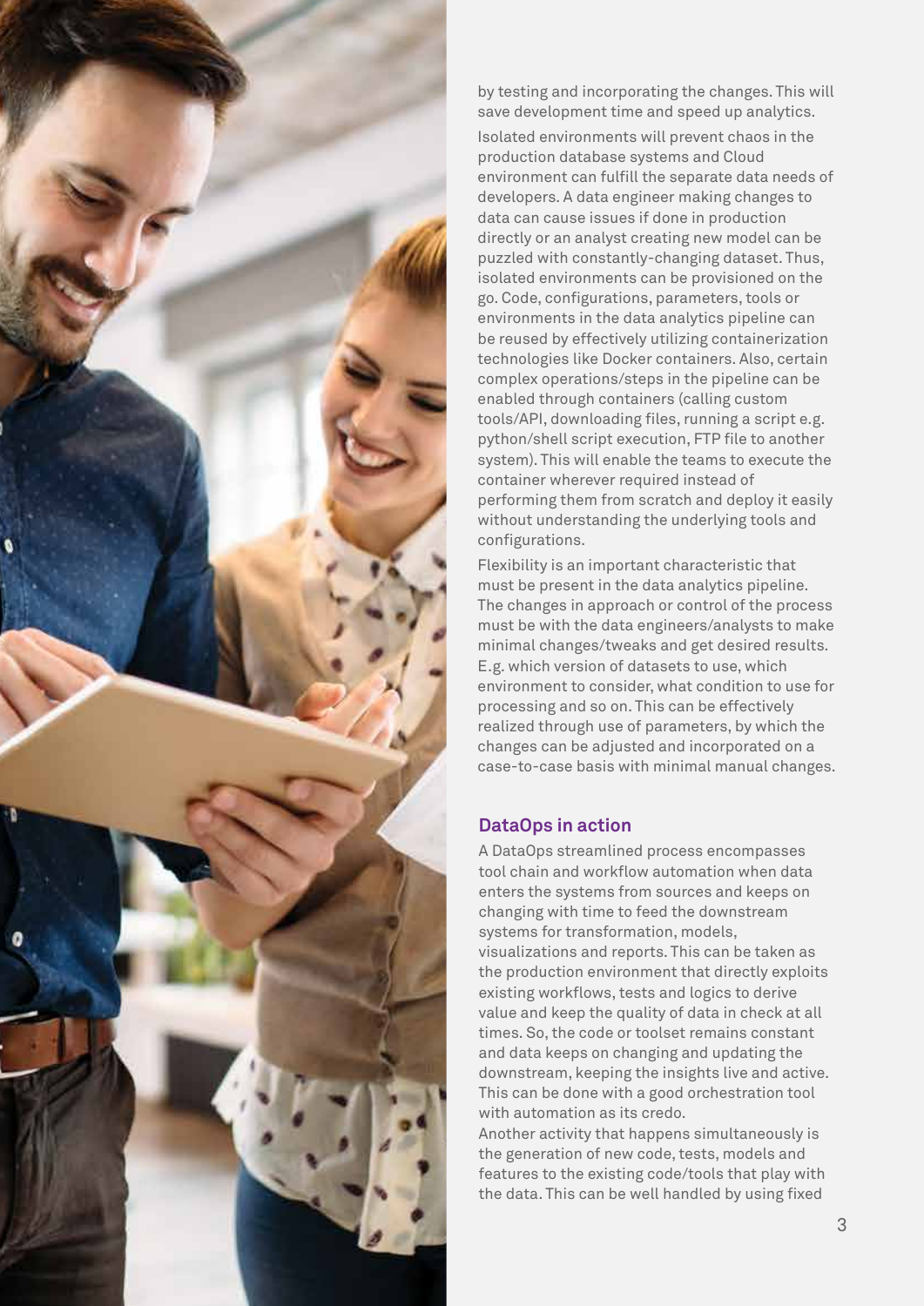by testing and incorporating the changes. This will save development time and speed up analytics.

Isolated environments will prevent chaos in the production database systems and Cloud environment can fulfill the separate data needs of developers. A data engineer making changes to data can cause issues if done in production directly or an analyst creating new model can be puzzled with constantly-changing dataset. Thus, isolated environments can be provisioned on the go. Code, configurations, parameters, tools or environments in the data analytics pipeline can be reused by effectively utilizing containerization technologies like Docker containers. Also, certain complex operations/steps in the pipeline can be enabled through containers (calling custom tools/API, downloading files, running a script e.g. python/shell script execution, FTP file to another system). This will enable the teams to execute the container wherever required instead of performing them from scratch and deploy it easily without understanding the underlying tools and configurations.

Flexibility is an important characteristic that must be present in the data analytics pipeline. The changes in approach or control of the process must be with the data engineers/analysts to make minimal changes/tweaks and get desired results. E.g. which version of datasets to use, which environment to consider, what condition to use for processing and so on. This can be effectively realized through use of parameters, by which the changes can be adjusted and incorporated on a case-to-case basis with minimal manual changes.

## DataOps in action

A DataOps streamlined process encompasses tool chain and workflow automation when data enters the systems from sources and keeps on changing with time to feed the downstream systems for transformation, models, visualizations and reports. This can be taken as the production environment that directly exploits existing workflows, tests and logics to derive value and keep the quality of data in check at all times. So, the code or toolset remains constant and data keeps on changing and updating the downstream, keeping the insights live and active. This can be done with a good orchestration tool with automation as its credo.

Another activity that happens simultaneously is the generation of new code, tests, models and features to the existing code/tools that play with the data. This can be well handled by using fixed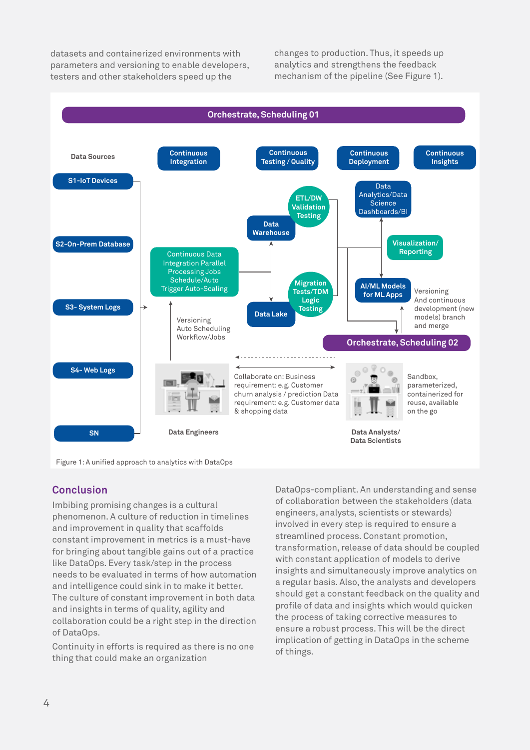datasets and containerized environments with parameters and versioning to enable developers, testers and other stakeholders speed up the changes to production. Thus, it speeds up analytics and strengthens the feedback mechanism of the pipeline (See Figure 1).

Figure 1: A unified approach to analytics with DataOps

## Conclusion

Imbibing promising changes is a cultural phenomenon. A culture of reduction in timelines and improvement in quality that scaffolds constant improvement in metrics is a must-have for bringing about tangible gains out of a practice like DataOps. Every task/step in the process needs to be evaluated in terms of how automation and intelligence could sink in to make it better. The culture of constant improvement in both data and insights in terms of quality, agility and collaboration could be a right step in the direction of DataOps.

Continuity in efforts is required as there is no one thing that could make an organization DataOps-compliant. An understanding and sense of collaboration between the stakeholders (data engineers, analysts, scientists or stewards) involved in every step is required to ensure a streamlined process. Constant promotion, transformation, release of data should be coupled with constant application of models to derive insights and simultaneously improve analytics on a regular basis. Also, the analysts and developers should get a constant feedback on the quality and profile of data and insights which would quicken the process of taking corrective measures to ensure a robust process. This will be the direct implication of getting in DataOps in the scheme of things.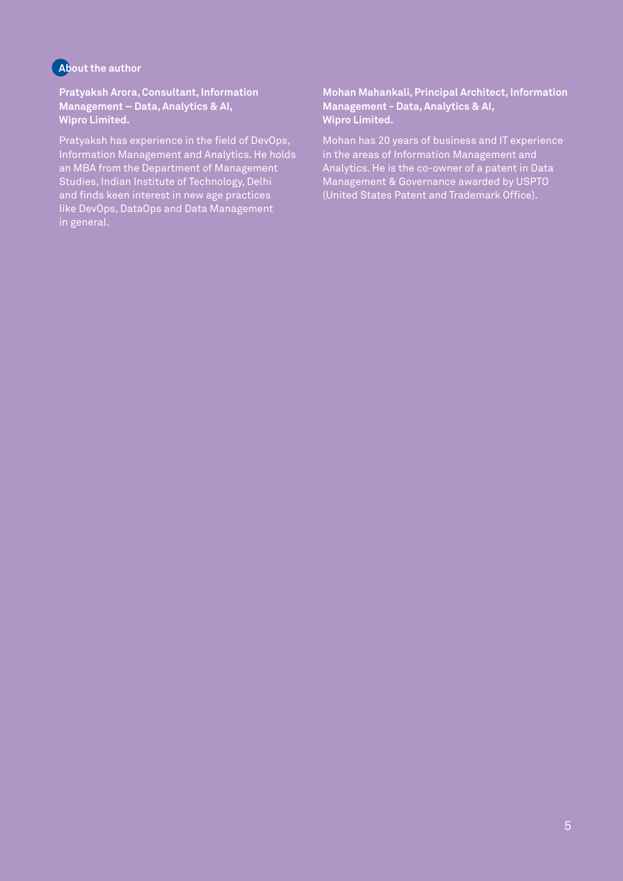## About the author

**Pratyaksh Arora, Consultant, Information Management – Data, Analytics & AI, Wipro Limited.**

Pratyaksh has experience in the field of DevOps, Information Management and Analytics. He holds an MBA from the Department of Management Studies, Indian Institute of Technology, Delhi and finds keen interest in new age practices like DevOps, DataOps and Data Management in general.

**Mohan Mahankali, Principal Architect, Information Management - Data, Analytics & AI, Wipro Limited.**

Mohan has 20 years of business and IT experience in the areas of Information Management and Analytics. He is the co-owner of a patent in Data Management & Governance awarded by USPTO (United States Patent and Trademark Office).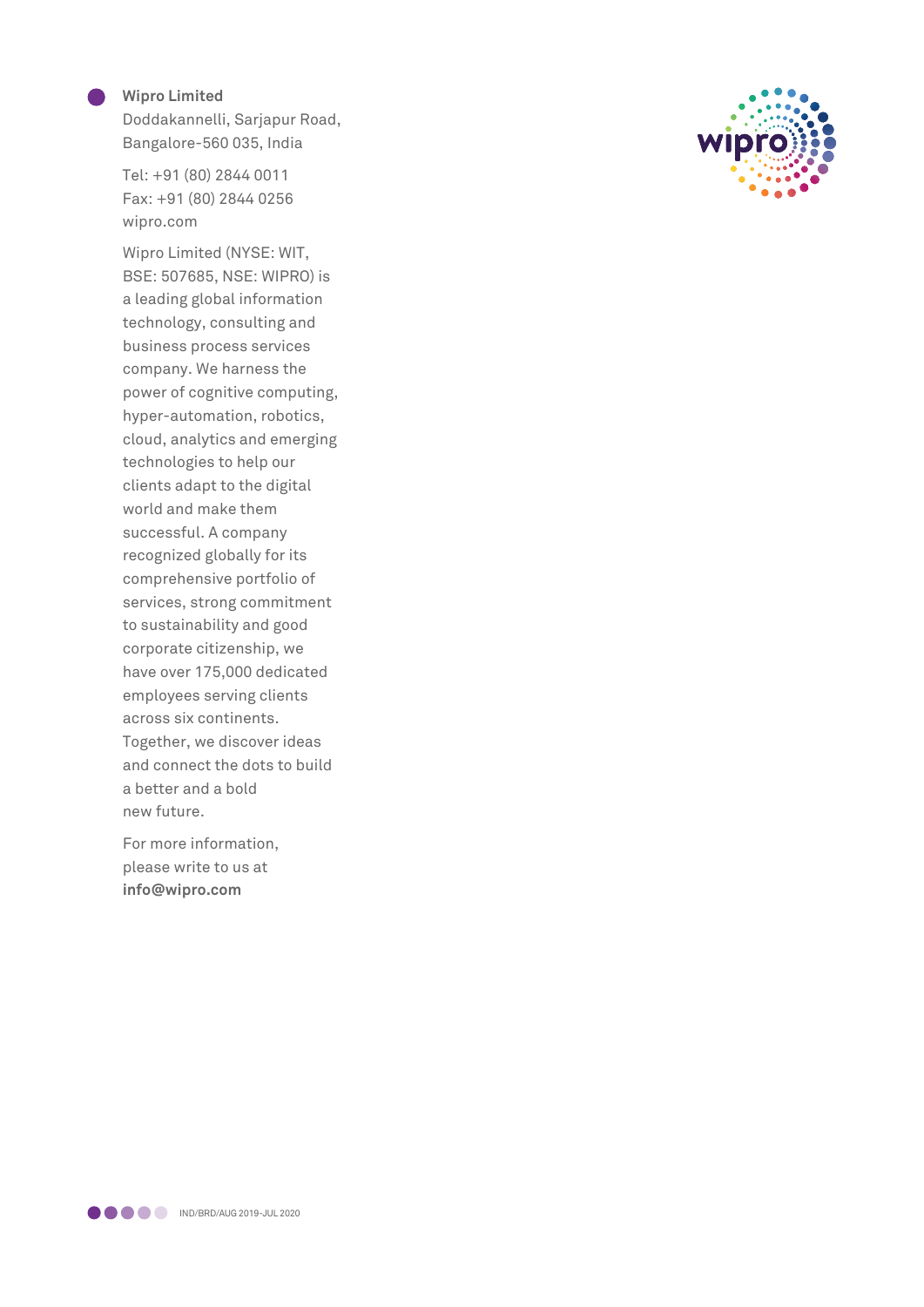**Wipro Limited**

Doddakannelli, Sarjapur Road,
Bangalore-560 035, India

Tel: +91 (80) 2844 0011
Fax: +91 (80) 2844 0256
wipro.com

Wipro Limited (NYSE: WIT, BSE: 507685, NSE: WIPRO) is a leading global information technology, consulting and business process services company. We harness the power of cognitive computing, hyper-automation, robotics, cloud, analytics and emerging technologies to help our clients adapt to the digital world and make them successful. A company recognized globally for its comprehensive portfolio of services, strong commitment to sustainability and good corporate citizenship, we have over 175,000 dedicated employees serving clients across six continents. Together, we discover ideas and connect the dots to build a better and a bold new future.

For more information, please write to us at **info@wipro.com**

IND/BRD/AUG 2019-JUL 2020